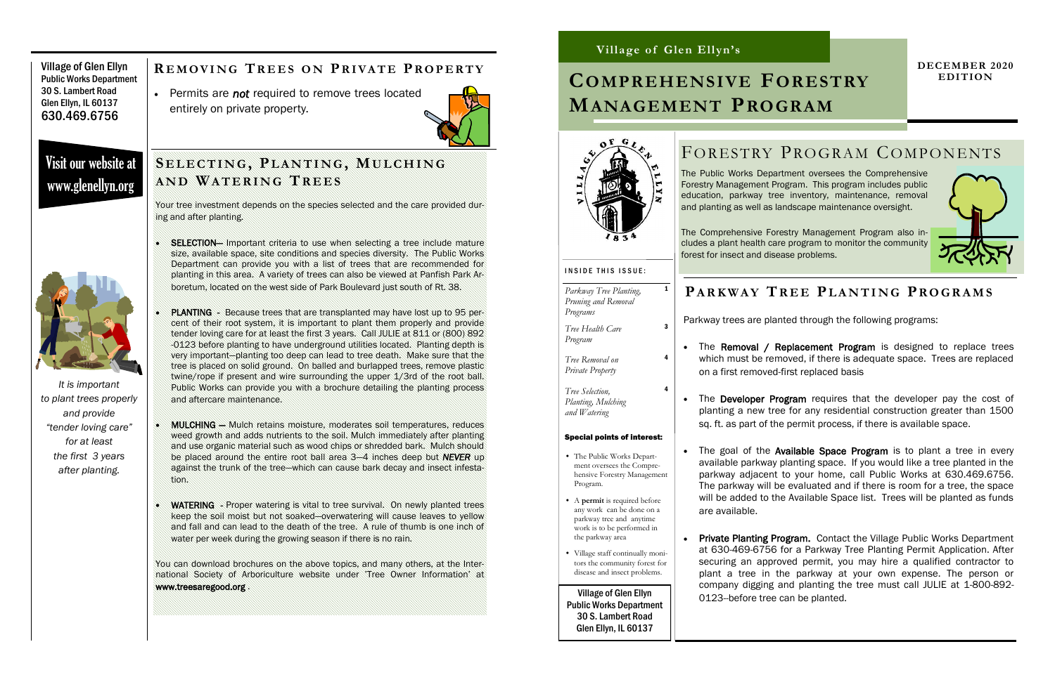Village of Glen Ellyn
Public Works Department
30 S. Lambert Road
Glen Ellyn, IL 60137
630.469.6756

Visit our website at www.glenellyn.org

*It is important to plant trees properly and provide "tender loving care" for at least the first 3 years after planting.*

## REMOVING TREES ON PRIVATE PROPERTY

- Permits are ***not*** required to remove trees located entirely on private property.

## SELECTING, PLANTING, MULCHING AND WATERING TREES

Your tree investment depends on the species selected and the care provided during and after planting.

- **SELECTION**— Important criteria to use when selecting a tree include mature size, available space, site conditions and species diversity. The Public Works Department can provide you with a list of trees that are recommended for planting in this area. A variety of trees can also be viewed at Panfish Park Arboretum, located on the west side of Park Boulevard just south of Rt. 38.
- **PLANTING** - Because trees that are transplanted may have lost up to 95 percent of their root system, it is important to plant them properly and provide tender loving care for at least the first 3 years. Call JULIE at 811 or (800) 892-0123 before planting to have underground utilities located. Planting depth is very important—planting too deep can lead to tree death. Make sure that the tree is placed on solid ground. On balled and burlapped trees, remove plastic twine/rope if present and wire surrounding the upper 1/3rd of the root ball. Public Works can provide you with a brochure detailing the planting process and aftercare maintenance.
- **MULCHING** — Mulch retains moisture, moderates soil temperatures, reduces weed growth and adds nutrients to the soil. Mulch immediately after planting and use organic material such as wood chips or shredded bark. Mulch should be placed around the entire root ball area 3—4 inches deep but ***NEVER*** up against the trunk of the tree—which can cause bark decay and insect infestation.
- **WATERING** - Proper watering is vital to tree survival. On newly planted trees keep the soil moist but not soaked—overwatering will cause leaves to yellow and fall and can lead to the death of the tree. A rule of thumb is one inch of water per week during the growing season if there is no rain.

You can download brochures on the above topics, and many others, at the International Society of Arboriculture website under 'Tree Owner Information' at **www.treesaregood.org** .

**Village of Glen Ellyn's**

# COMPREHENSIVE FORESTRY MANAGEMENT PROGRAM

**DECEMBER 2020 EDITION**

**INSIDE THIS ISSUE:**

| | |
|---|---|
| *Parkway Tree Planting, Pruning and Removal Programs* | 1 |
| *Tree Health Care Program* | 3 |
| *Tree Removal on Private Property* | 4 |
| *Tree Selection, Planting, Mulching and Watering* | 4 |

**Special points of interest:**

- The Public Works Department oversees the Comprehensive Forestry Management Program.
- A **permit** is required before any work can be done on a parkway tree and anytime work is to be performed in the parkway area
- Village staff continually monitors the community forest for disease and insect problems.

Village of Glen Ellyn
Public Works Department
30 S. Lambert Road
Glen Ellyn, IL 60137

## FORESTRY PROGRAM COMPONENTS

The Public Works Department oversees the Comprehensive Forestry Management Program. This program includes public education, parkway tree inventory, maintenance, removal and planting as well as landscape maintenance oversight.

The Comprehensive Forestry Management Program also includes a plant health care program to monitor the community forest for insect and disease problems.

## PARKWAY TREE PLANTING PROGRAMS

Parkway trees are planted through the following programs:

- The **Removal / Replacement Program** is designed to replace trees which must be removed, if there is adequate space. Trees are replaced on a first removed-first replaced basis
- The **Developer Program** requires that the developer pay the cost of planting a new tree for any residential construction greater than 1500 sq. ft. as part of the permit process, if there is available space.
- The goal of the **Available Space Program** is to plant a tree in every available parkway planting space. If you would like a tree planted in the parkway adjacent to your home, call Public Works at 630.469.6756. The parkway will be evaluated and if there is room for a tree, the space will be added to the Available Space list. Trees will be planted as funds are available.
- **Private Planting Program.** Contact the Village Public Works Department at 630-469-6756 for a Parkway Tree Planting Permit Application. After securing an approved permit, you may hire a qualified contractor to plant a tree in the parkway at your own expense. The person or company digging and planting the tree must call JULIE at 1-800-892-0123--before tree can be planted.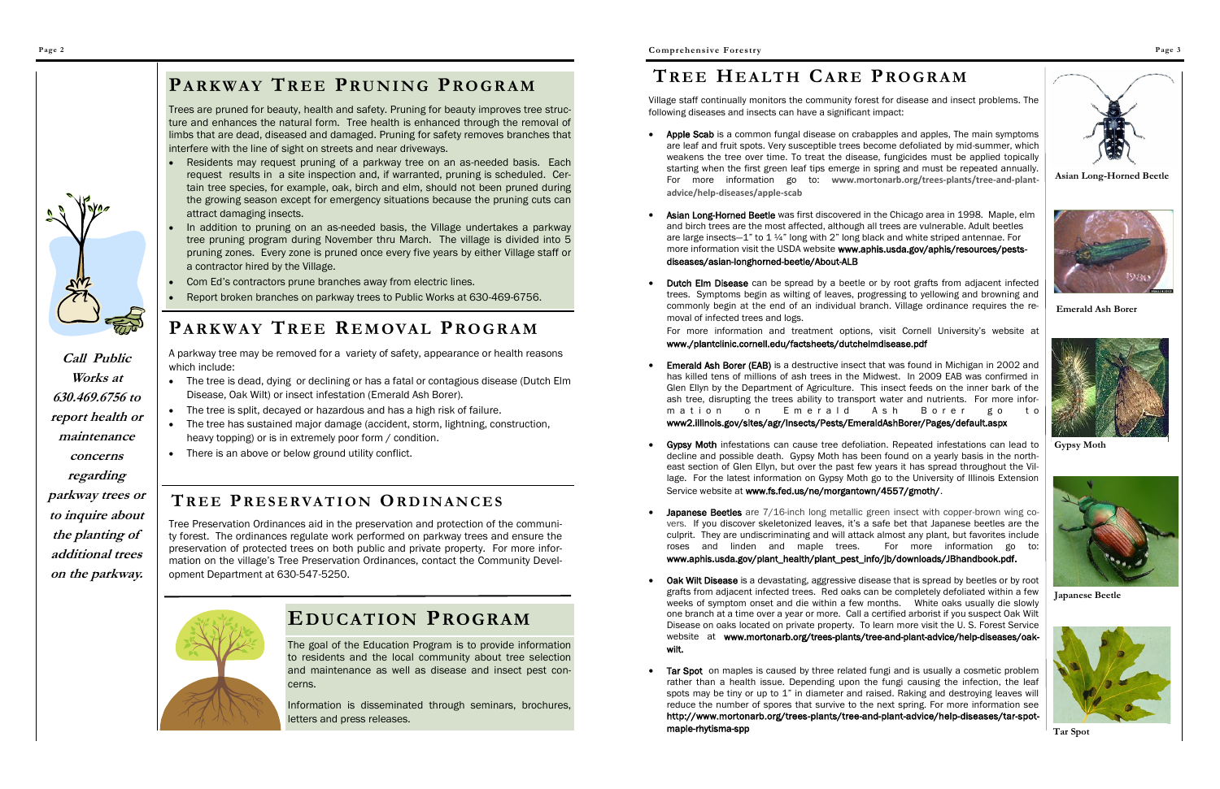**Call Public Works at 630.469.6756 to report health or maintenance concerns regarding parkway trees or to inquire about the planting of additional trees on the parkway.**

## Parkway Tree Pruning Program

Trees are pruned for beauty, health and safety. Pruning for beauty improves tree structure and enhances the natural form. Tree health is enhanced through the removal of limbs that are dead, diseased and damaged. Pruning for safety removes branches that interfere with the line of sight on streets and near driveways.

- Residents may request pruning of a parkway tree on an as-needed basis. Each request results in a site inspection and, if warranted, pruning is scheduled. Certain tree species, for example, oak, birch and elm, should not been pruned during the growing season except for emergency situations because the pruning cuts can attract damaging insects.
- In addition to pruning on an as-needed basis, the Village undertakes a parkway tree pruning program during November thru March. The village is divided into 5 pruning zones. Every zone is pruned once every five years by either Village staff or a contractor hired by the Village.
- Com Ed's contractors prune branches away from electric lines.
- Report broken branches on parkway trees to Public Works at 630-469-6756.

## Parkway Tree Removal Program

A parkway tree may be removed for a variety of safety, appearance or health reasons which include:

- The tree is dead, dying or declining or has a fatal or contagious disease (Dutch Elm Disease, Oak Wilt) or insect infestation (Emerald Ash Borer).
- The tree is split, decayed or hazardous and has a high risk of failure.
- The tree has sustained major damage (accident, storm, lightning, construction, heavy topping) or is in extremely poor form / condition.
- There is an above or below ground utility conflict.

## Tree Preservation Ordinances

Tree Preservation Ordinances aid in the preservation and protection of the community forest. The ordinances regulate work performed on parkway trees and ensure the preservation of protected trees on both public and private property. For more information on the village's Tree Preservation Ordinances, contact the Community Development Department at 630-547-5250.

## Education Program

The goal of the Education Program is to provide information to residents and the local community about tree selection and maintenance as well as disease and insect pest concerns.

Information is disseminated through seminars, brochures, letters and press releases.

## Tree Health Care Program

Village staff continually monitors the community forest for disease and insect problems. The following diseases and insects can have a significant impact:

- **Apple Scab** is a common fungal disease on crabapples and apples, The main symptoms are leaf and fruit spots. Very susceptible trees become defoliated by mid-summer, which weakens the tree over time. To treat the disease, fungicides must be applied topically starting when the first green leaf tips emerge in spring and must be repeated annually. For more information go to: **www.mortonarb.org/trees-plants/tree-and-plant-advice/help-diseases/apple-scab**
- **Asian Long-Horned Beetle** was first discovered in the Chicago area in 1998. Maple, elm and birch trees are the most affected, although all trees are vulnerable. Adult beetles are large insects—1" to 1 ¼" long with 2" long black and white striped antennae. For more information visit the USDA website **www.aphis.usda.gov/aphis/resources/pests-diseases/asian-longhorned-beetle/About-ALB**
- **Dutch Elm Disease** can be spread by a beetle or by root grafts from adjacent infected trees. Symptoms begin as wilting of leaves, progressing to yellowing and browning and commonly begin at the end of an individual branch. Village ordinance requires the removal of infected trees and logs.

  For more information and treatment options, visit Cornell University's website at **www./plantclinic.cornell.edu/factsheets/dutchelmdisease.pdf**
- **Emerald Ash Borer (EAB)** is a destructive insect that was found in Michigan in 2002 and has killed tens of millions of ash trees in the Midwest. In 2009 EAB was confirmed in Glen Ellyn by the Department of Agriculture. This insect feeds on the inner bark of the ash tree, disrupting the trees ability to transport water and nutrients. For more information on Emerald Ash Borer go to **www2.illinois.gov/sites/agr/Insects/Pests/EmeraldAshBorer/Pages/default.aspx**
- **Gypsy Moth** infestations can cause tree defoliation. Repeated infestations can lead to decline and possible death. Gypsy Moth has been found on a yearly basis in the northeast section of Glen Ellyn, but over the past few years it has spread throughout the Village. For the latest information on Gypsy Moth go to the University of Illinois Extension Service website at **www.fs.fed.us/ne/morgantown/4557/gmoth/**.
- **Japanese Beetles** are 7/16-inch long metallic green insect with copper-brown wing covers. If you discover skeletonized leaves, it's a safe bet that Japanese beetles are the culprit. They are undiscriminating and will attack almost any plant, but favorites include roses and linden and maple trees. For more information go to: **www.aphis.usda.gov/plant_health/plant_pest_info/jb/downloads/JBhandbook.pdf.**
- **Oak Wilt Disease** is a devastating, aggressive disease that is spread by beetles or by root grafts from adjacent infected trees. Red oaks can be completely defoliated within a few weeks of symptom onset and die within a few months. White oaks usually die slowly one branch at a time over a year or more. Call a certified arborist if you suspect Oak Wilt Disease on oaks located on private property. To learn more visit the U. S. Forest Service website at **www.mortonarb.org/trees-plants/tree-and-plant-advice/help-diseases/oak-wilt.**
- **Tar Spot** on maples is caused by three related fungi and is usually a cosmetic problem rather than a health issue. Depending upon the fungi causing the infection, the leaf spots may be tiny or up to 1" in diameter and raised. Raking and destroying leaves will reduce the number of spores that survive to the next spring. For more information see **http://www.mortonarb.org/trees-plants/tree-and-plant-advice/help-diseases/tar-spot-maple-rhytisma-spp**

Asian Long-Horned Beetle

Emerald Ash Borer

Gypsy Moth

Japanese Beetle

Tar Spot